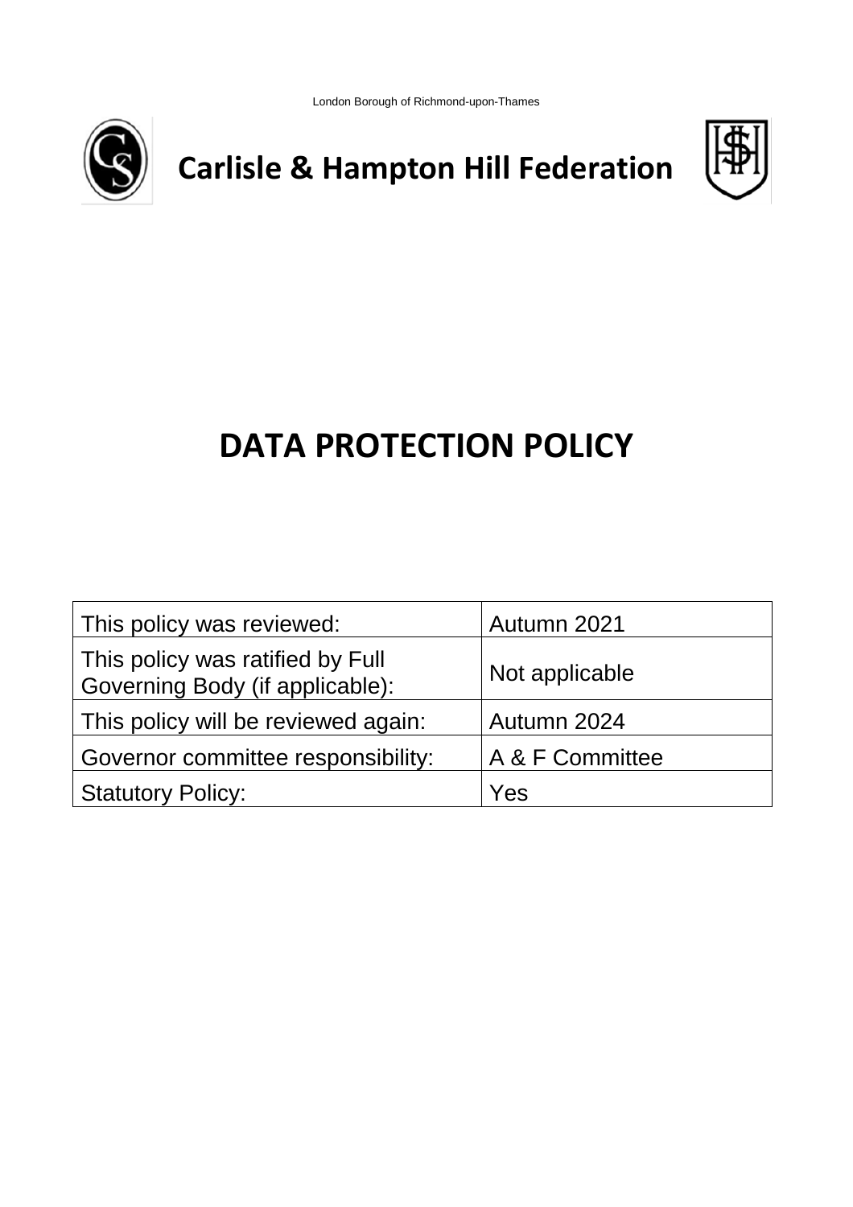London Borough of Richmond-upon-Thames

# Carlisle & Hampton Hill Federation

# DATA PROTECTION POLICY

| | |
|---|---|
| This policy was reviewed: | Autumn 2021 |
| This policy was ratified by Full Governing Body (if applicable): | Not applicable |
| This policy will be reviewed again: | Autumn 2024 |
| Governor committee responsibility: | A & F Committee |
| Statutory Policy: | Yes |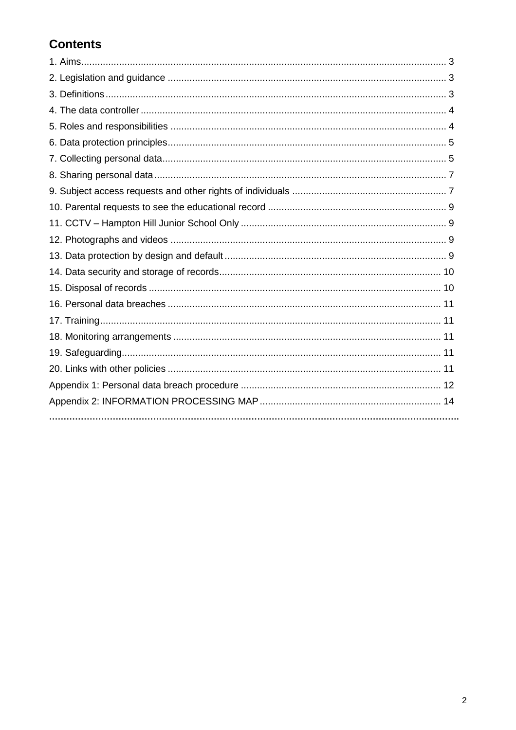## Contents

1. Aims ..... 3
2. Legislation and guidance ..... 3
3. Definitions ..... 3
4. The data controller ..... 4
5. Roles and responsibilities ..... 4
6. Data protection principles ..... 5
7. Collecting personal data ..... 5
8. Sharing personal data ..... 7
9. Subject access requests and other rights of individuals ..... 7
10. Parental requests to see the educational record ..... 9
11. CCTV – Hampton Hill Junior School Only ..... 9
12. Photographs and videos ..... 9
13. Data protection by design and default ..... 9
14. Data security and storage of records ..... 10
15. Disposal of records ..... 10
16. Personal data breaches ..... 11
17. Training ..... 11
18. Monitoring arrangements ..... 11
19. Safeguarding ..... 11
20. Links with other policies ..... 11

Appendix 1: Personal data breach procedure ..... 12

Appendix 2: INFORMATION PROCESSING MAP ..... 14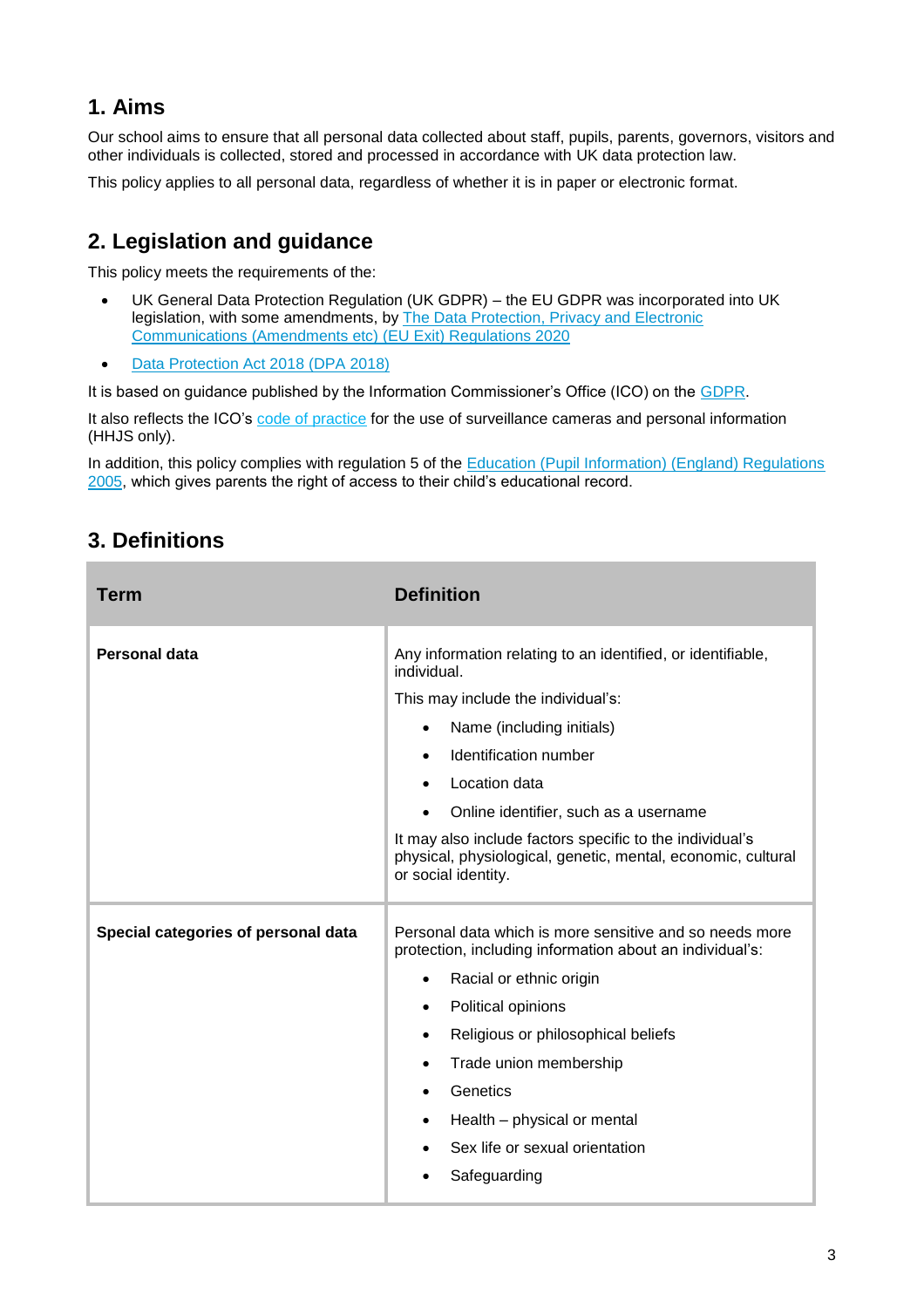## 1. Aims

Our school aims to ensure that all personal data collected about staff, pupils, parents, governors, visitors and other individuals is collected, stored and processed in accordance with UK data protection law.

This policy applies to all personal data, regardless of whether it is in paper or electronic format.

## 2. Legislation and guidance

This policy meets the requirements of the:

- UK General Data Protection Regulation (UK GDPR) – the EU GDPR was incorporated into UK legislation, with some amendments, by The Data Protection, Privacy and Electronic Communications (Amendments etc) (EU Exit) Regulations 2020
- Data Protection Act 2018 (DPA 2018)

It is based on guidance published by the Information Commissioner's Office (ICO) on the GDPR.

It also reflects the ICO's code of practice for the use of surveillance cameras and personal information (HHJS only).

In addition, this policy complies with regulation 5 of the Education (Pupil Information) (England) Regulations 2005, which gives parents the right of access to their child's educational record.

## 3. Definitions

| Term | Definition |
| --- | --- |
| **Personal data** | Any information relating to an identified, or identifiable, individual.<br><br>This may include the individual's:<br>• Name (including initials)<br>• Identification number<br>• Location data<br>• Online identifier, such as a username<br><br>It may also include factors specific to the individual's physical, physiological, genetic, mental, economic, cultural or social identity. |
| **Special categories of personal data** | Personal data which is more sensitive and so needs more protection, including information about an individual's:<br>• Racial or ethnic origin<br>• Political opinions<br>• Religious or philosophical beliefs<br>• Trade union membership<br>• Genetics<br>• Health – physical or mental<br>• Sex life or sexual orientation<br>• Safeguarding |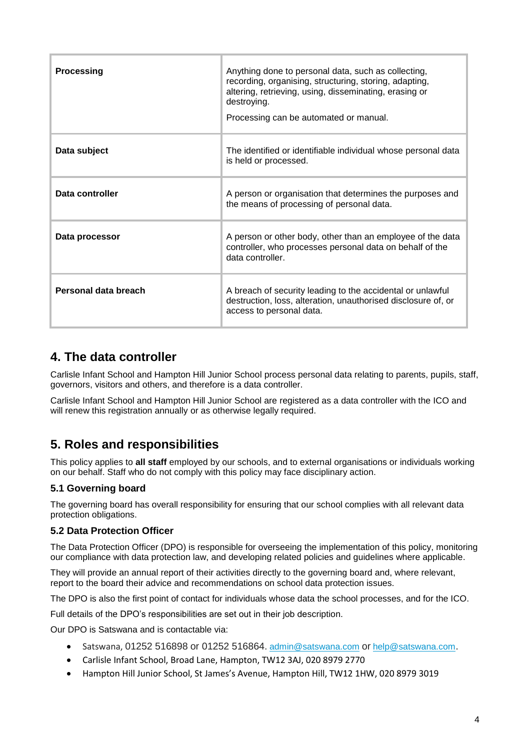| | |
|---|---|
| **Processing** | Anything done to personal data, such as collecting, recording, organising, structuring, storing, adapting, altering, retrieving, using, disseminating, erasing or destroying.<br><br>Processing can be automated or manual. |
| **Data subject** | The identified or identifiable individual whose personal data is held or processed. |
| **Data controller** | A person or organisation that determines the purposes and the means of processing of personal data. |
| **Data processor** | A person or other body, other than an employee of the data controller, who processes personal data on behalf of the data controller. |
| **Personal data breach** | A breach of security leading to the accidental or unlawful destruction, loss, alteration, unauthorised disclosure of, or access to personal data. |

## 4. The data controller

Carlisle Infant School and Hampton Hill Junior School process personal data relating to parents, pupils, staff, governors, visitors and others, and therefore is a data controller.

Carlisle Infant School and Hampton Hill Junior School are registered as a data controller with the ICO and will renew this registration annually or as otherwise legally required.

## 5. Roles and responsibilities

This policy applies to **all staff** employed by our schools, and to external organisations or individuals working on our behalf. Staff who do not comply with this policy may face disciplinary action.

### 5.1 Governing board

The governing board has overall responsibility for ensuring that our school complies with all relevant data protection obligations.

### 5.2 Data Protection Officer

The Data Protection Officer (DPO) is responsible for overseeing the implementation of this policy, monitoring our compliance with data protection law, and developing related policies and guidelines where applicable.

They will provide an annual report of their activities directly to the governing board and, where relevant, report to the board their advice and recommendations on school data protection issues.

The DPO is also the first point of contact for individuals whose data the school processes, and for the ICO.

Full details of the DPO's responsibilities are set out in their job description.

Our DPO is Satswana and is contactable via:

- Satswana, 01252 516898 or 01252 516864. admin@satswana.com or help@satswana.com.
- Carlisle Infant School, Broad Lane, Hampton, TW12 3AJ, 020 8979 2770
- Hampton Hill Junior School, St James's Avenue, Hampton Hill, TW12 1HW, 020 8979 3019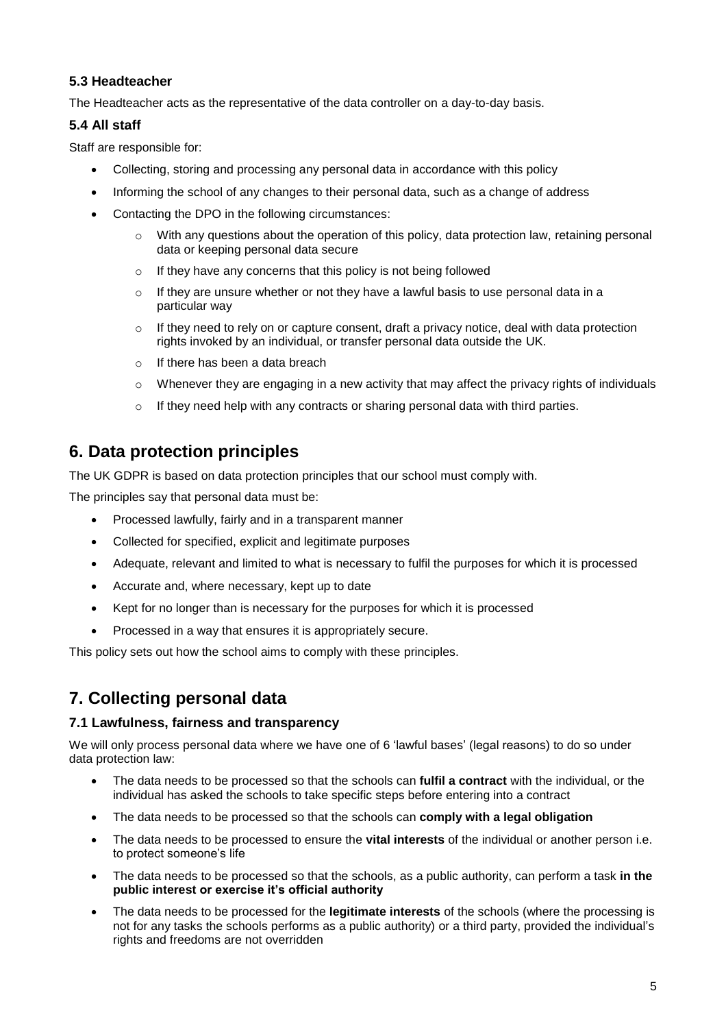### 5.3 Headteacher

The Headteacher acts as the representative of the data controller on a day-to-day basis.

### 5.4 All staff

Staff are responsible for:

- Collecting, storing and processing any personal data in accordance with this policy
- Informing the school of any changes to their personal data, such as a change of address
- Contacting the DPO in the following circumstances:
    - With any questions about the operation of this policy, data protection law, retaining personal data or keeping personal data secure
    - If they have any concerns that this policy is not being followed
    - If they are unsure whether or not they have a lawful basis to use personal data in a particular way
    - If they need to rely on or capture consent, draft a privacy notice, deal with data protection rights invoked by an individual, or transfer personal data outside the UK.
    - If there has been a data breach
    - Whenever they are engaging in a new activity that may affect the privacy rights of individuals
    - If they need help with any contracts or sharing personal data with third parties.

## 6. Data protection principles

The UK GDPR is based on data protection principles that our school must comply with.

The principles say that personal data must be:

- Processed lawfully, fairly and in a transparent manner
- Collected for specified, explicit and legitimate purposes
- Adequate, relevant and limited to what is necessary to fulfil the purposes for which it is processed
- Accurate and, where necessary, kept up to date
- Kept for no longer than is necessary for the purposes for which it is processed
- Processed in a way that ensures it is appropriately secure.

This policy sets out how the school aims to comply with these principles.

## 7. Collecting personal data

### 7.1 Lawfulness, fairness and transparency

We will only process personal data where we have one of 6 'lawful bases' (legal reasons) to do so under data protection law:

- The data needs to be processed so that the schools can **fulfil a contract** with the individual, or the individual has asked the schools to take specific steps before entering into a contract
- The data needs to be processed so that the schools can **comply with a legal obligation**
- The data needs to be processed to ensure the **vital interests** of the individual or another person i.e. to protect someone's life
- The data needs to be processed so that the schools, as a public authority, can perform a task **in the public interest or exercise it's official authority**
- The data needs to be processed for the **legitimate interests** of the schools (where the processing is not for any tasks the schools performs as a public authority) or a third party, provided the individual's rights and freedoms are not overridden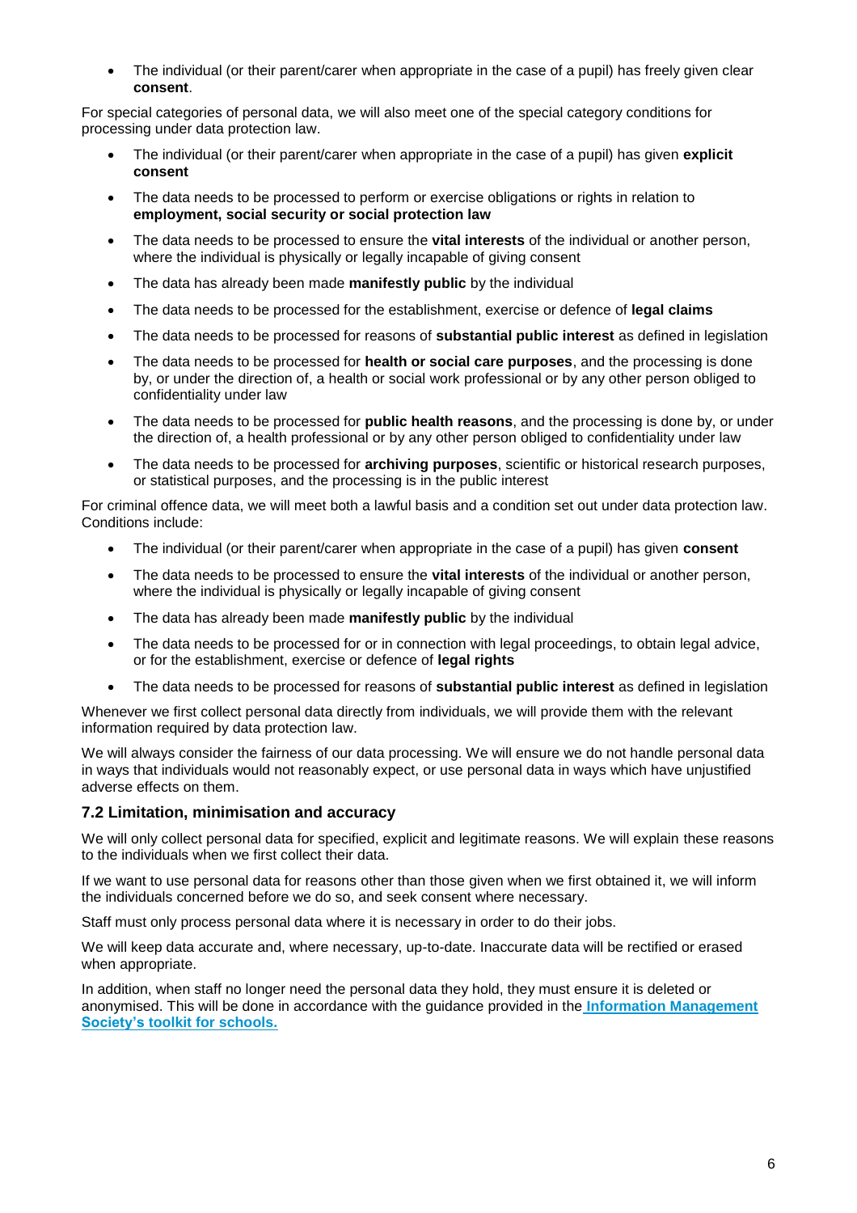- The individual (or their parent/carer when appropriate in the case of a pupil) has freely given clear **consent**.

For special categories of personal data, we will also meet one of the special category conditions for processing under data protection law.

- The individual (or their parent/carer when appropriate in the case of a pupil) has given **explicit consent**
- The data needs to be processed to perform or exercise obligations or rights in relation to **employment, social security or social protection law**
- The data needs to be processed to ensure the **vital interests** of the individual or another person, where the individual is physically or legally incapable of giving consent
- The data has already been made **manifestly public** by the individual
- The data needs to be processed for the establishment, exercise or defence of **legal claims**
- The data needs to be processed for reasons of **substantial public interest** as defined in legislation
- The data needs to be processed for **health or social care purposes**, and the processing is done by, or under the direction of, a health or social work professional or by any other person obliged to confidentiality under law
- The data needs to be processed for **public health reasons**, and the processing is done by, or under the direction of, a health professional or by any other person obliged to confidentiality under law
- The data needs to be processed for **archiving purposes**, scientific or historical research purposes, or statistical purposes, and the processing is in the public interest

For criminal offence data, we will meet both a lawful basis and a condition set out under data protection law. Conditions include:

- The individual (or their parent/carer when appropriate in the case of a pupil) has given **consent**
- The data needs to be processed to ensure the **vital interests** of the individual or another person, where the individual is physically or legally incapable of giving consent
- The data has already been made **manifestly public** by the individual
- The data needs to be processed for or in connection with legal proceedings, to obtain legal advice, or for the establishment, exercise or defence of **legal rights**
- The data needs to be processed for reasons of **substantial public interest** as defined in legislation

Whenever we first collect personal data directly from individuals, we will provide them with the relevant information required by data protection law.

We will always consider the fairness of our data processing. We will ensure we do not handle personal data in ways that individuals would not reasonably expect, or use personal data in ways which have unjustified adverse effects on them.

### 7.2 Limitation, minimisation and accuracy

We will only collect personal data for specified, explicit and legitimate reasons. We will explain these reasons to the individuals when we first collect their data.

If we want to use personal data for reasons other than those given when we first obtained it, we will inform the individuals concerned before we do so, and seek consent where necessary.

Staff must only process personal data where it is necessary in order to do their jobs.

We will keep data accurate and, where necessary, up-to-date. Inaccurate data will be rectified or erased when appropriate.

In addition, when staff no longer need the personal data they hold, they must ensure it is deleted or anonymised. This will be done in accordance with the guidance provided in the **Information Management Society's toolkit for schools.**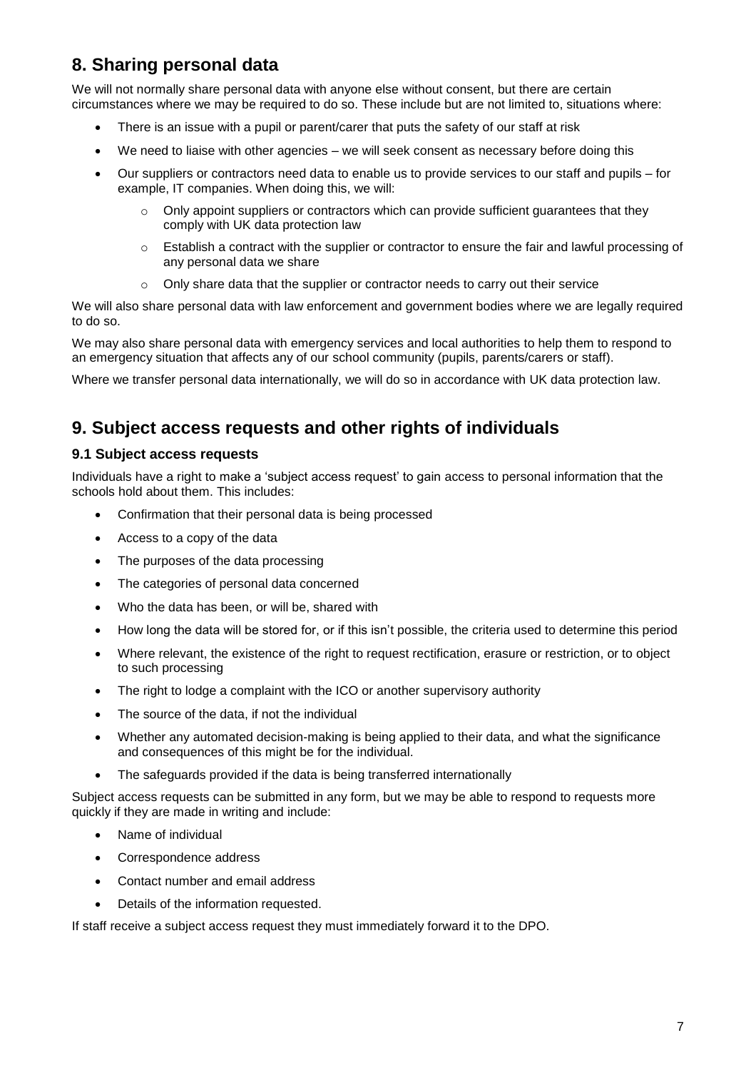## 8. Sharing personal data

We will not normally share personal data with anyone else without consent, but there are certain circumstances where we may be required to do so. These include but are not limited to, situations where:

- There is an issue with a pupil or parent/carer that puts the safety of our staff at risk
- We need to liaise with other agencies – we will seek consent as necessary before doing this
- Our suppliers or contractors need data to enable us to provide services to our staff and pupils – for example, IT companies. When doing this, we will:
    - Only appoint suppliers or contractors which can provide sufficient guarantees that they comply with UK data protection law
    - Establish a contract with the supplier or contractor to ensure the fair and lawful processing of any personal data we share
    - Only share data that the supplier or contractor needs to carry out their service

We will also share personal data with law enforcement and government bodies where we are legally required to do so.

We may also share personal data with emergency services and local authorities to help them to respond to an emergency situation that affects any of our school community (pupils, parents/carers or staff).

Where we transfer personal data internationally, we will do so in accordance with UK data protection law.

## 9. Subject access requests and other rights of individuals

### 9.1 Subject access requests

Individuals have a right to make a 'subject access request' to gain access to personal information that the schools hold about them. This includes:

- Confirmation that their personal data is being processed
- Access to a copy of the data
- The purposes of the data processing
- The categories of personal data concerned
- Who the data has been, or will be, shared with
- How long the data will be stored for, or if this isn't possible, the criteria used to determine this period
- Where relevant, the existence of the right to request rectification, erasure or restriction, or to object to such processing
- The right to lodge a complaint with the ICO or another supervisory authority
- The source of the data, if not the individual
- Whether any automated decision-making is being applied to their data, and what the significance and consequences of this might be for the individual.
- The safeguards provided if the data is being transferred internationally

Subject access requests can be submitted in any form, but we may be able to respond to requests more quickly if they are made in writing and include:

- Name of individual
- Correspondence address
- Contact number and email address
- Details of the information requested.

If staff receive a subject access request they must immediately forward it to the DPO.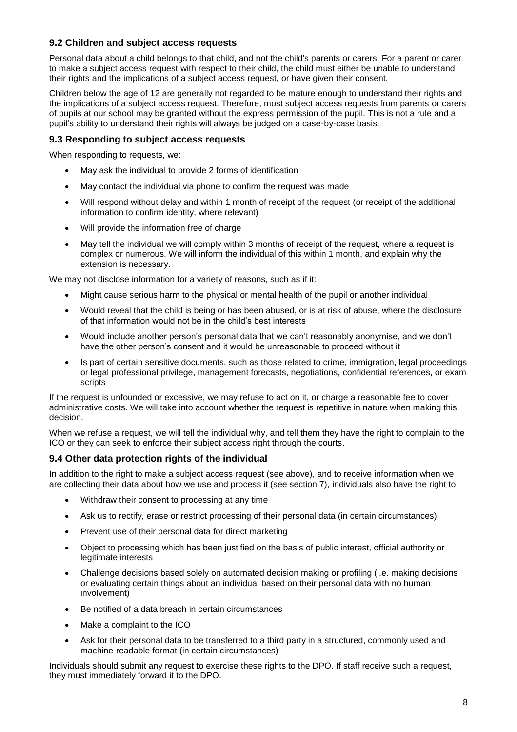### 9.2 Children and subject access requests

Personal data about a child belongs to that child, and not the child's parents or carers. For a parent or carer to make a subject access request with respect to their child, the child must either be unable to understand their rights and the implications of a subject access request, or have given their consent.

Children below the age of 12 are generally not regarded to be mature enough to understand their rights and the implications of a subject access request. Therefore, most subject access requests from parents or carers of pupils at our school may be granted without the express permission of the pupil. This is not a rule and a pupil's ability to understand their rights will always be judged on a case-by-case basis.

### 9.3 Responding to subject access requests

When responding to requests, we:

- May ask the individual to provide 2 forms of identification
- May contact the individual via phone to confirm the request was made
- Will respond without delay and within 1 month of receipt of the request (or receipt of the additional information to confirm identity, where relevant)
- Will provide the information free of charge
- May tell the individual we will comply within 3 months of receipt of the request, where a request is complex or numerous. We will inform the individual of this within 1 month, and explain why the extension is necessary.

We may not disclose information for a variety of reasons, such as if it:

- Might cause serious harm to the physical or mental health of the pupil or another individual
- Would reveal that the child is being or has been abused, or is at risk of abuse, where the disclosure of that information would not be in the child's best interests
- Would include another person's personal data that we can't reasonably anonymise, and we don't have the other person's consent and it would be unreasonable to proceed without it
- Is part of certain sensitive documents, such as those related to crime, immigration, legal proceedings or legal professional privilege, management forecasts, negotiations, confidential references, or exam scripts

If the request is unfounded or excessive, we may refuse to act on it, or charge a reasonable fee to cover administrative costs. We will take into account whether the request is repetitive in nature when making this decision.

When we refuse a request, we will tell the individual why, and tell them they have the right to complain to the ICO or they can seek to enforce their subject access right through the courts.

### 9.4 Other data protection rights of the individual

In addition to the right to make a subject access request (see above), and to receive information when we are collecting their data about how we use and process it (see section 7), individuals also have the right to:

- Withdraw their consent to processing at any time
- Ask us to rectify, erase or restrict processing of their personal data (in certain circumstances)
- Prevent use of their personal data for direct marketing
- Object to processing which has been justified on the basis of public interest, official authority or legitimate interests
- Challenge decisions based solely on automated decision making or profiling (i.e. making decisions or evaluating certain things about an individual based on their personal data with no human involvement)
- Be notified of a data breach in certain circumstances
- Make a complaint to the ICO
- Ask for their personal data to be transferred to a third party in a structured, commonly used and machine-readable format (in certain circumstances)

Individuals should submit any request to exercise these rights to the DPO. If staff receive such a request, they must immediately forward it to the DPO.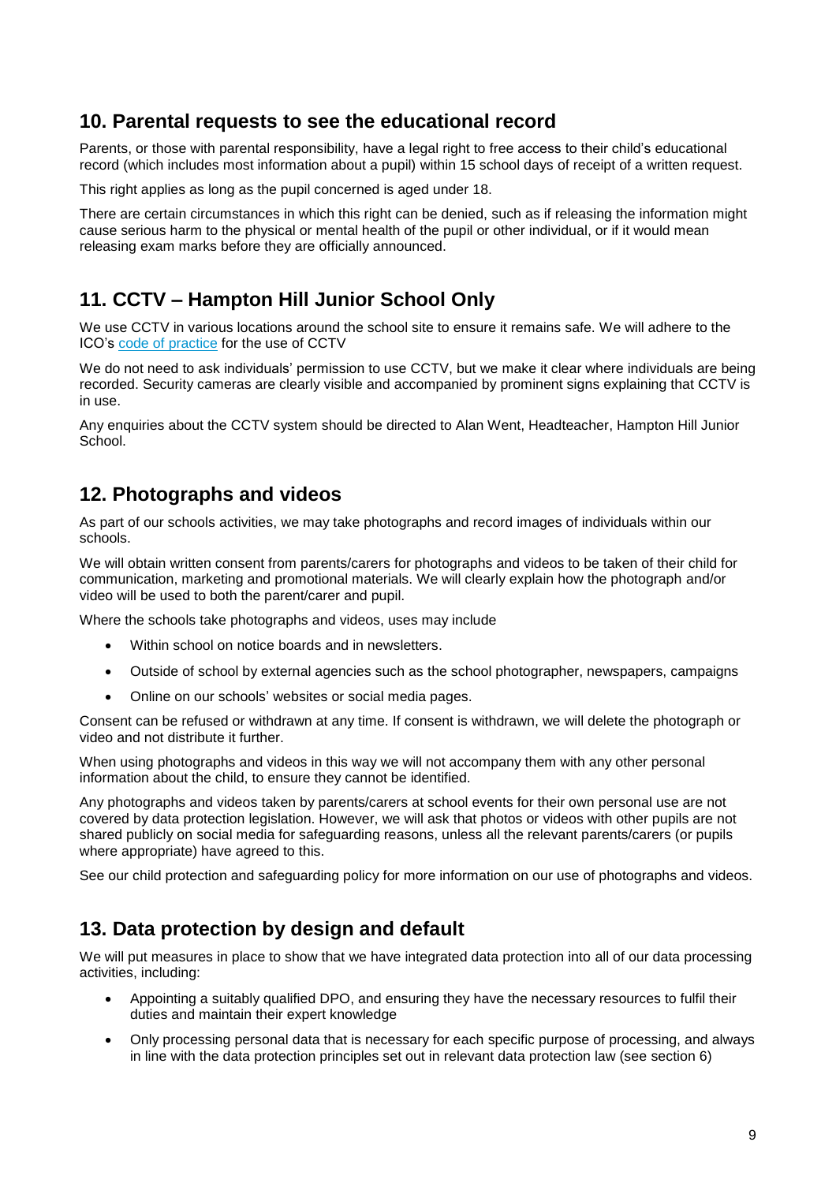## 10. Parental requests to see the educational record

Parents, or those with parental responsibility, have a legal right to free access to their child's educational record (which includes most information about a pupil) within 15 school days of receipt of a written request.

This right applies as long as the pupil concerned is aged under 18.

There are certain circumstances in which this right can be denied, such as if releasing the information might cause serious harm to the physical or mental health of the pupil or other individual, or if it would mean releasing exam marks before they are officially announced.

## 11. CCTV – Hampton Hill Junior School Only

We use CCTV in various locations around the school site to ensure it remains safe. We will adhere to the ICO's code of practice for the use of CCTV

We do not need to ask individuals' permission to use CCTV, but we make it clear where individuals are being recorded. Security cameras are clearly visible and accompanied by prominent signs explaining that CCTV is in use.

Any enquiries about the CCTV system should be directed to Alan Went, Headteacher, Hampton Hill Junior School.

## 12. Photographs and videos

As part of our schools activities, we may take photographs and record images of individuals within our schools.

We will obtain written consent from parents/carers for photographs and videos to be taken of their child for communication, marketing and promotional materials. We will clearly explain how the photograph and/or video will be used to both the parent/carer and pupil.

Where the schools take photographs and videos, uses may include

- Within school on notice boards and in newsletters.
- Outside of school by external agencies such as the school photographer, newspapers, campaigns
- Online on our schools' websites or social media pages.

Consent can be refused or withdrawn at any time. If consent is withdrawn, we will delete the photograph or video and not distribute it further.

When using photographs and videos in this way we will not accompany them with any other personal information about the child, to ensure they cannot be identified.

Any photographs and videos taken by parents/carers at school events for their own personal use are not covered by data protection legislation. However, we will ask that photos or videos with other pupils are not shared publicly on social media for safeguarding reasons, unless all the relevant parents/carers (or pupils where appropriate) have agreed to this.

See our child protection and safeguarding policy for more information on our use of photographs and videos.

## 13. Data protection by design and default

We will put measures in place to show that we have integrated data protection into all of our data processing activities, including:

- Appointing a suitably qualified DPO, and ensuring they have the necessary resources to fulfil their duties and maintain their expert knowledge
- Only processing personal data that is necessary for each specific purpose of processing, and always in line with the data protection principles set out in relevant data protection law (see section 6)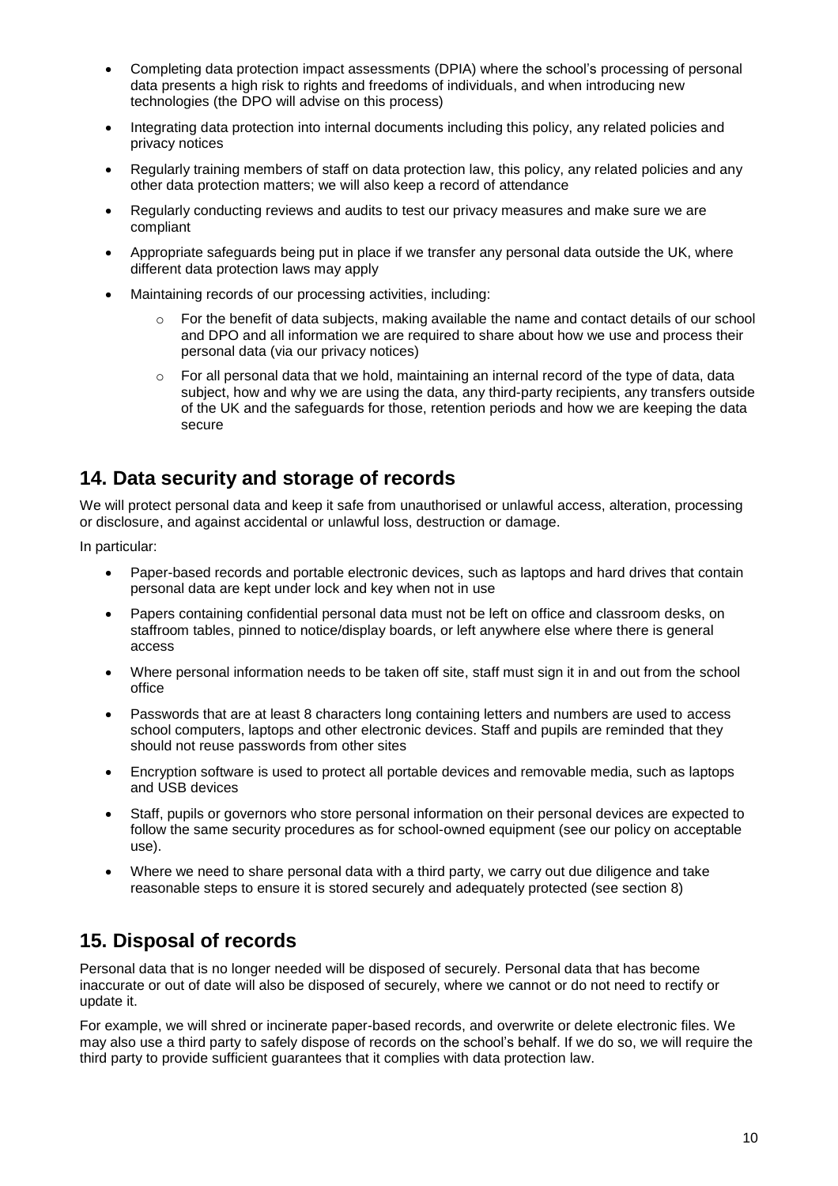- Completing data protection impact assessments (DPIA) where the school's processing of personal data presents a high risk to rights and freedoms of individuals, and when introducing new technologies (the DPO will advise on this process)
- Integrating data protection into internal documents including this policy, any related policies and privacy notices
- Regularly training members of staff on data protection law, this policy, any related policies and any other data protection matters; we will also keep a record of attendance
- Regularly conducting reviews and audits to test our privacy measures and make sure we are compliant
- Appropriate safeguards being put in place if we transfer any personal data outside the UK, where different data protection laws may apply
- Maintaining records of our processing activities, including:
  - For the benefit of data subjects, making available the name and contact details of our school and DPO and all information we are required to share about how we use and process their personal data (via our privacy notices)
  - For all personal data that we hold, maintaining an internal record of the type of data, data subject, how and why we are using the data, any third-party recipients, any transfers outside of the UK and the safeguards for those, retention periods and how we are keeping the data secure

## 14. Data security and storage of records

We will protect personal data and keep it safe from unauthorised or unlawful access, alteration, processing or disclosure, and against accidental or unlawful loss, destruction or damage.

In particular:

- Paper-based records and portable electronic devices, such as laptops and hard drives that contain personal data are kept under lock and key when not in use
- Papers containing confidential personal data must not be left on office and classroom desks, on staffroom tables, pinned to notice/display boards, or left anywhere else where there is general access
- Where personal information needs to be taken off site, staff must sign it in and out from the school office
- Passwords that are at least 8 characters long containing letters and numbers are used to access school computers, laptops and other electronic devices. Staff and pupils are reminded that they should not reuse passwords from other sites
- Encryption software is used to protect all portable devices and removable media, such as laptops and USB devices
- Staff, pupils or governors who store personal information on their personal devices are expected to follow the same security procedures as for school-owned equipment (see our policy on acceptable use).
- Where we need to share personal data with a third party, we carry out due diligence and take reasonable steps to ensure it is stored securely and adequately protected (see section 8)

## 15. Disposal of records

Personal data that is no longer needed will be disposed of securely. Personal data that has become inaccurate or out of date will also be disposed of securely, where we cannot or do not need to rectify or update it.

For example, we will shred or incinerate paper-based records, and overwrite or delete electronic files. We may also use a third party to safely dispose of records on the school's behalf. If we do so, we will require the third party to provide sufficient guarantees that it complies with data protection law.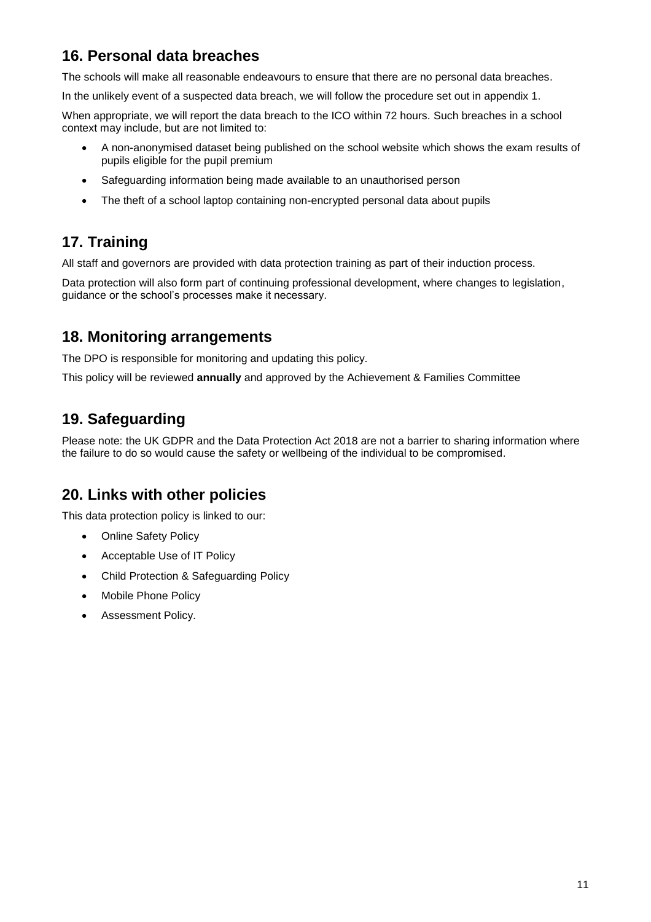## 16. Personal data breaches

The schools will make all reasonable endeavours to ensure that there are no personal data breaches.

In the unlikely event of a suspected data breach, we will follow the procedure set out in appendix 1.

When appropriate, we will report the data breach to the ICO within 72 hours. Such breaches in a school context may include, but are not limited to:

- A non-anonymised dataset being published on the school website which shows the exam results of pupils eligible for the pupil premium
- Safeguarding information being made available to an unauthorised person
- The theft of a school laptop containing non-encrypted personal data about pupils

## 17. Training

All staff and governors are provided with data protection training as part of their induction process.

Data protection will also form part of continuing professional development, where changes to legislation, guidance or the school's processes make it necessary.

## 18. Monitoring arrangements

The DPO is responsible for monitoring and updating this policy.

This policy will be reviewed **annually** and approved by the Achievement & Families Committee

## 19. Safeguarding

Please note: the UK GDPR and the Data Protection Act 2018 are not a barrier to sharing information where the failure to do so would cause the safety or wellbeing of the individual to be compromised.

## 20. Links with other policies

This data protection policy is linked to our:

- Online Safety Policy
- Acceptable Use of IT Policy
- Child Protection & Safeguarding Policy
- Mobile Phone Policy
- Assessment Policy.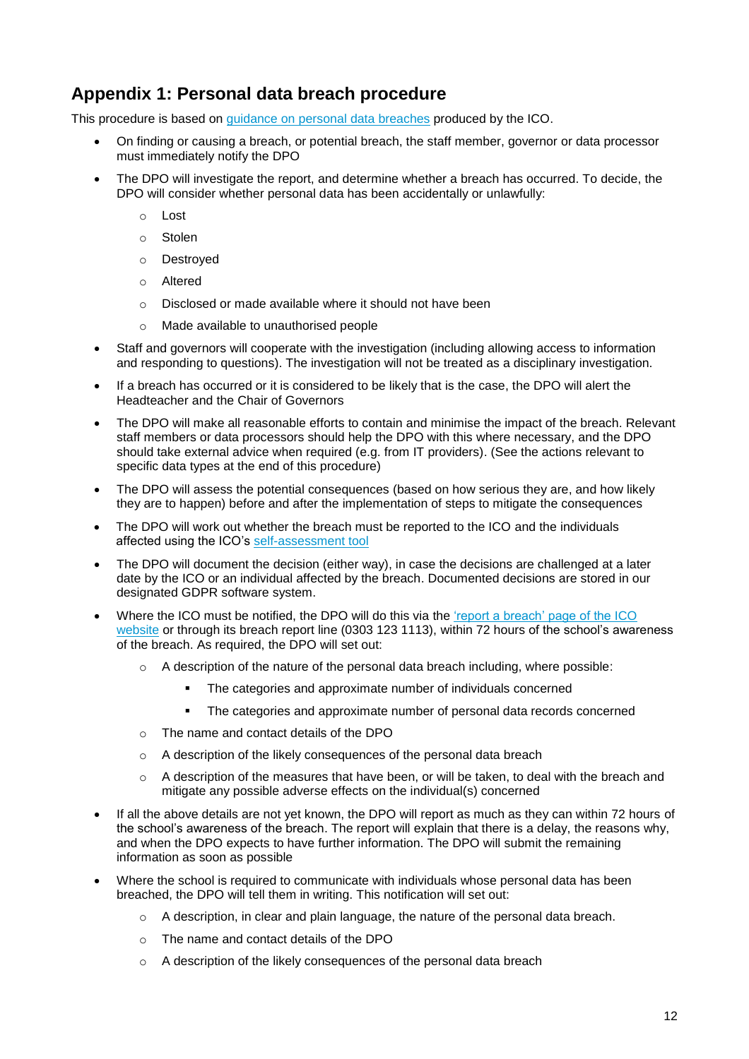## Appendix 1: Personal data breach procedure

This procedure is based on [guidance on personal data breaches] produced by the ICO.

- On finding or causing a breach, or potential breach, the staff member, governor or data processor must immediately notify the DPO
- The DPO will investigate the report, and determine whether a breach has occurred. To decide, the DPO will consider whether personal data has been accidentally or unlawfully:
  - Lost
  - Stolen
  - Destroyed
  - Altered
  - Disclosed or made available where it should not have been
  - Made available to unauthorised people
- Staff and governors will cooperate with the investigation (including allowing access to information and responding to questions). The investigation will not be treated as a disciplinary investigation.
- If a breach has occurred or it is considered to be likely that is the case, the DPO will alert the Headteacher and the Chair of Governors
- The DPO will make all reasonable efforts to contain and minimise the impact of the breach. Relevant staff members or data processors should help the DPO with this where necessary, and the DPO should take external advice when required (e.g. from IT providers). (See the actions relevant to specific data types at the end of this procedure)
- The DPO will assess the potential consequences (based on how serious they are, and how likely they are to happen) before and after the implementation of steps to mitigate the consequences
- The DPO will work out whether the breach must be reported to the ICO and the individuals affected using the ICO's [self-assessment tool]
- The DPO will document the decision (either way), in case the decisions are challenged at a later date by the ICO or an individual affected by the breach. Documented decisions are stored in our designated GDPR software system.
- Where the ICO must be notified, the DPO will do this via the ['report a breach' page of the ICO website] or through its breach report line (0303 123 1113), within 72 hours of the school's awareness of the breach. As required, the DPO will set out:
  - A description of the nature of the personal data breach including, where possible:
    - The categories and approximate number of individuals concerned
    - The categories and approximate number of personal data records concerned
  - The name and contact details of the DPO
  - A description of the likely consequences of the personal data breach
  - A description of the measures that have been, or will be taken, to deal with the breach and mitigate any possible adverse effects on the individual(s) concerned
- If all the above details are not yet known, the DPO will report as much as they can within 72 hours of the school's awareness of the breach. The report will explain that there is a delay, the reasons why, and when the DPO expects to have further information. The DPO will submit the remaining information as soon as possible
- Where the school is required to communicate with individuals whose personal data has been breached, the DPO will tell them in writing. This notification will set out:
  - A description, in clear and plain language, the nature of the personal data breach.
  - The name and contact details of the DPO
  - A description of the likely consequences of the personal data breach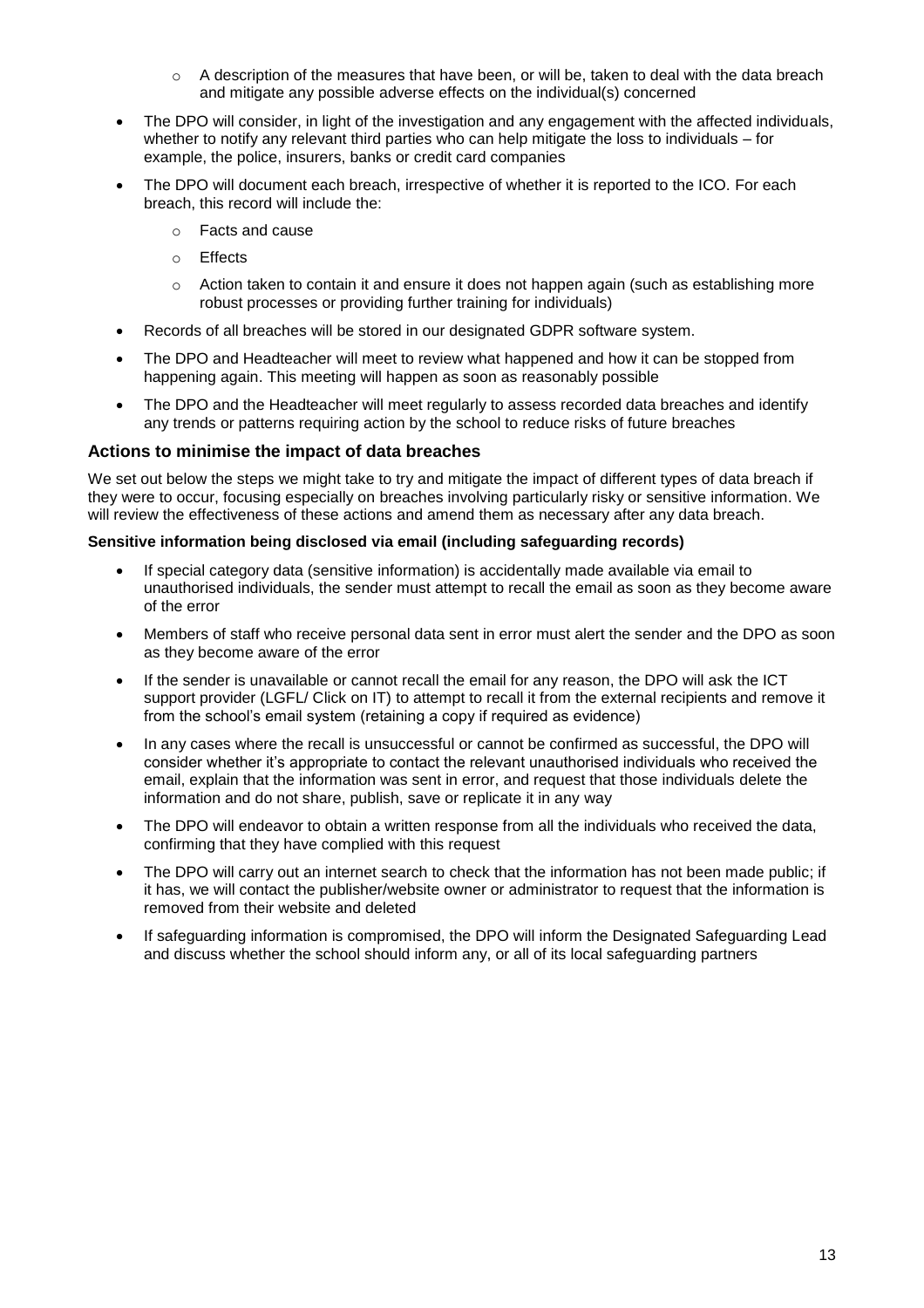- A description of the measures that have been, or will be, taken to deal with the data breach and mitigate any possible adverse effects on the individual(s) concerned

- The DPO will consider, in light of the investigation and any engagement with the affected individuals, whether to notify any relevant third parties who can help mitigate the loss to individuals – for example, the police, insurers, banks or credit card companies
- The DPO will document each breach, irrespective of whether it is reported to the ICO. For each breach, this record will include the:
  - Facts and cause
  - Effects
  - Action taken to contain it and ensure it does not happen again (such as establishing more robust processes or providing further training for individuals)
- Records of all breaches will be stored in our designated GDPR software system.
- The DPO and Headteacher will meet to review what happened and how it can be stopped from happening again. This meeting will happen as soon as reasonably possible
- The DPO and the Headteacher will meet regularly to assess recorded data breaches and identify any trends or patterns requiring action by the school to reduce risks of future breaches

### Actions to minimise the impact of data breaches

We set out below the steps we might take to try and mitigate the impact of different types of data breach if they were to occur, focusing especially on breaches involving particularly risky or sensitive information. We will review the effectiveness of these actions and amend them as necessary after any data breach.

**Sensitive information being disclosed via email (including safeguarding records)**

- If special category data (sensitive information) is accidentally made available via email to unauthorised individuals, the sender must attempt to recall the email as soon as they become aware of the error
- Members of staff who receive personal data sent in error must alert the sender and the DPO as soon as they become aware of the error
- If the sender is unavailable or cannot recall the email for any reason, the DPO will ask the ICT support provider (LGFL/ Click on IT) to attempt to recall it from the external recipients and remove it from the school's email system (retaining a copy if required as evidence)
- In any cases where the recall is unsuccessful or cannot be confirmed as successful, the DPO will consider whether it's appropriate to contact the relevant unauthorised individuals who received the email, explain that the information was sent in error, and request that those individuals delete the information and do not share, publish, save or replicate it in any way
- The DPO will endeavor to obtain a written response from all the individuals who received the data, confirming that they have complied with this request
- The DPO will carry out an internet search to check that the information has not been made public; if it has, we will contact the publisher/website owner or administrator to request that the information is removed from their website and deleted
- If safeguarding information is compromised, the DPO will inform the Designated Safeguarding Lead and discuss whether the school should inform any, or all of its local safeguarding partners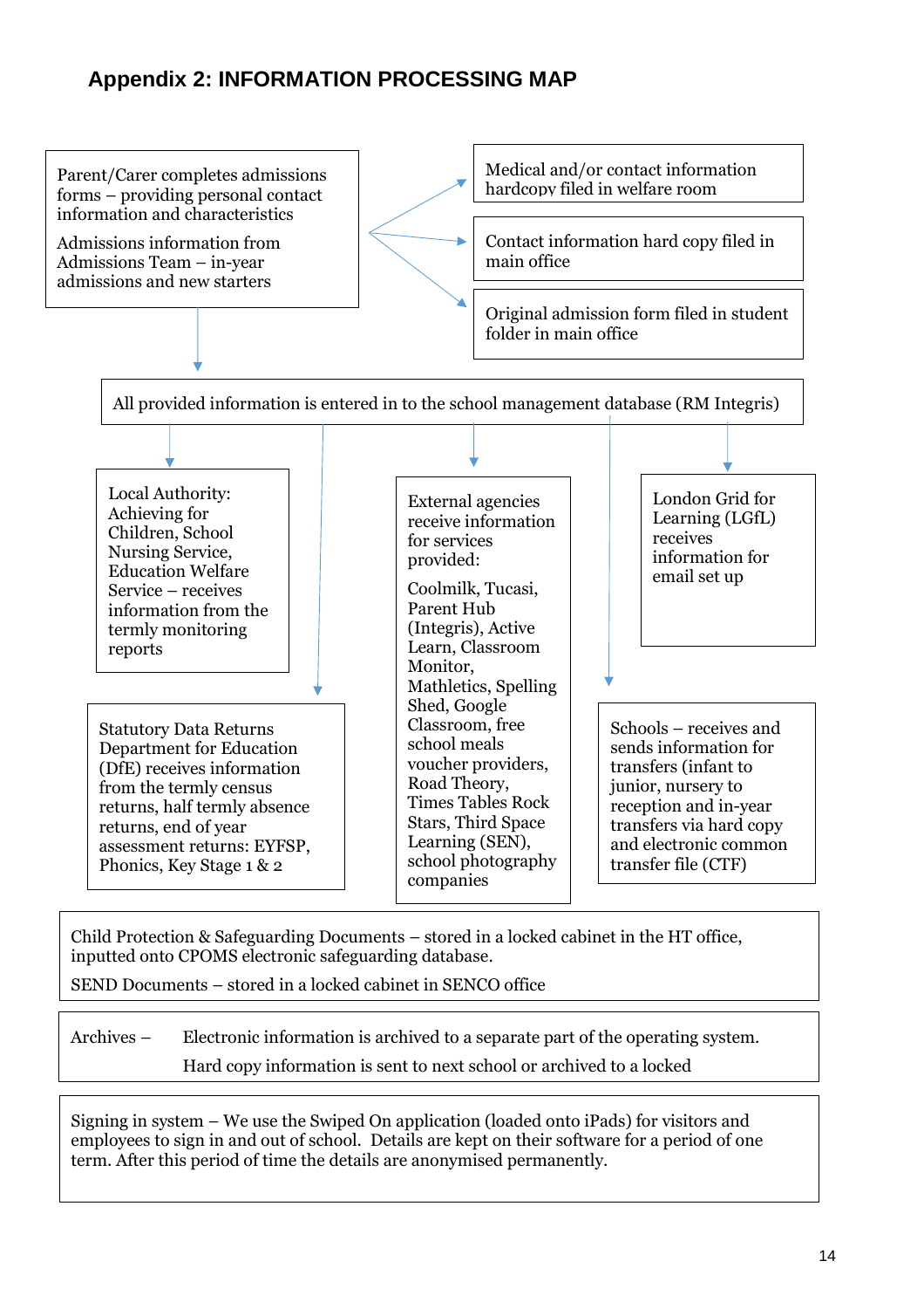## Appendix 2: INFORMATION PROCESSING MAP

Parent/Carer completes admissions forms – providing personal contact information and characteristics

Admissions information from Admissions Team – in-year admissions and new starters

Medical and/or contact information hardcopy filed in welfare room

Contact information hard copy filed in main office

Original admission form filed in student folder in main office

All provided information is entered in to the school management database (RM Integris)

Local Authority: Achieving for Children, School Nursing Service, Education Welfare Service – receives information from the termly monitoring reports

Statutory Data Returns Department for Education (DfE) receives information from the termly census returns, half termly absence returns, end of year assessment returns: EYFSP, Phonics, Key Stage 1 & 2

External agencies receive information for services provided:

Coolmilk, Tucasi, Parent Hub (Integris), Active Learn, Classroom Monitor, Mathletics, Spelling Shed, Google Classroom, free school meals voucher providers, Road Theory, Times Tables Rock Stars, Third Space Learning (SEN), school photography companies

London Grid for Learning (LGfL) receives information for email set up

Schools – receives and sends information for transfers (infant to junior, nursery to reception and in-year transfers via hard copy and electronic common transfer file (CTF)

Child Protection & Safeguarding Documents – stored in a locked cabinet in the HT office, inputted onto CPOMS electronic safeguarding database.

SEND Documents – stored in a locked cabinet in SENCO office

Archives – Electronic information is archived to a separate part of the operating system.

Hard copy information is sent to next school or archived to a locked

Signing in system – We use the Swiped On application (loaded onto iPads) for visitors and employees to sign in and out of school. Details are kept on their software for a period of one term. After this period of time the details are anonymised permanently.